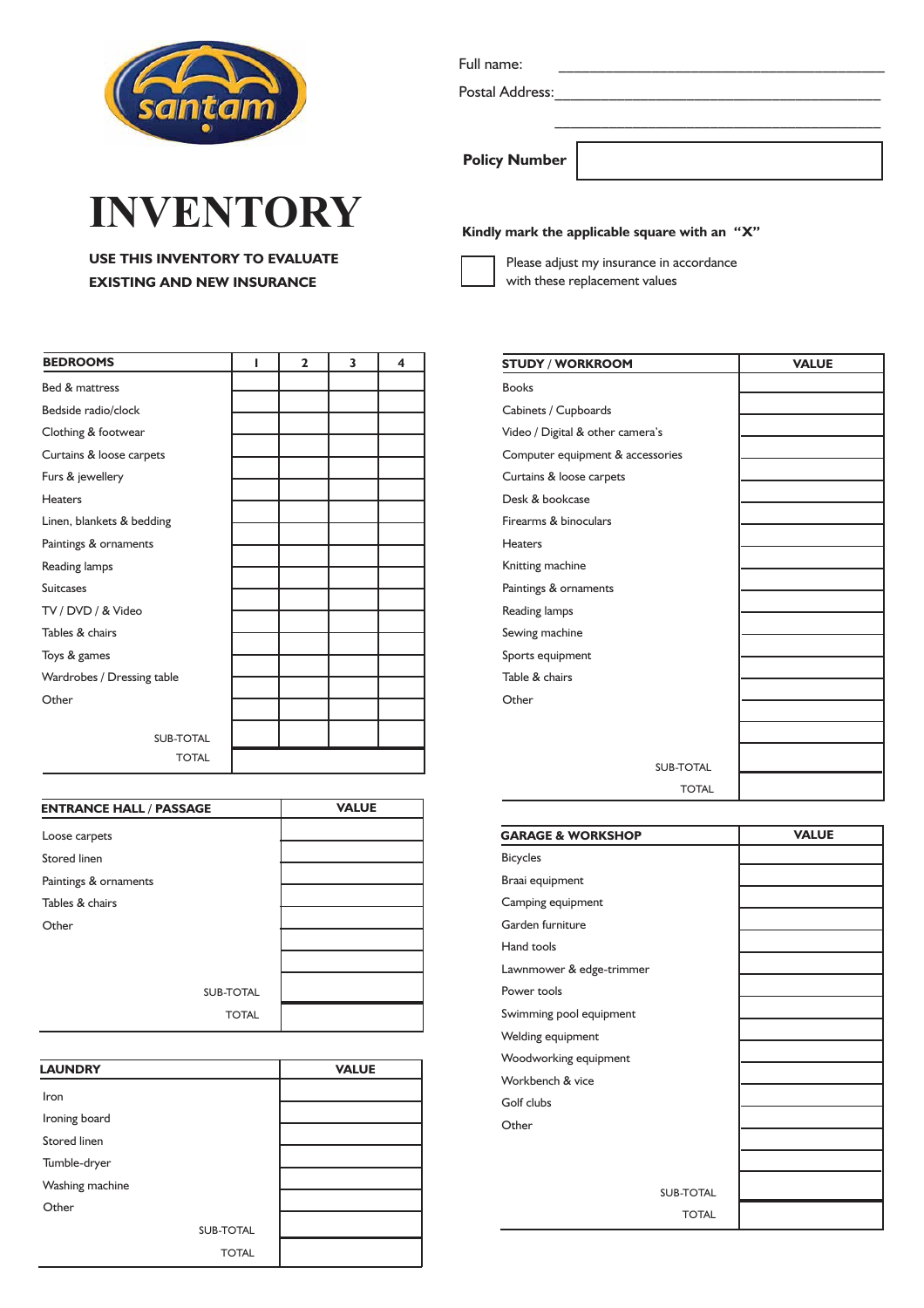santam

# INVENTORY

**USE THIS INVENTORY TO EVALUATE EXISTING AND NEW INSURANCE**

Full name: ______________________________

Postal Address: ______________________________

______________________________

**Policy Number** 

**Kindly mark the applicable square with an "X"**

☐ Please adjust my insurance in accordance with these replacement values

| BEDROOMS | 1 | 2 | 3 | 4 |
|---|---|---|---|---|
| Bed & mattress | | | | |
| Bedside radio/clock | | | | |
| Clothing & footwear | | | | |
| Curtains & loose carpets | | | | |
| Furs & jewellery | | | | |
| Heaters | | | | |
| Linen, blankets & bedding | | | | |
| Paintings & ornaments | | | | |
| Reading lamps | | | | |
| Suitcases | | | | |
| TV / DVD / & Video | | | | |
| Tables & chairs | | | | |
| Toys & games | | | | |
| Wardrobes / Dressing table | | | | |
| Other | | | | |
| SUB-TOTAL | | | | |
| TOTAL | | | | |

| ENTRANCE HALL / PASSAGE | VALUE |
|---|---|
| Loose carpets | |
| Stored linen | |
| Paintings & ornaments | |
| Tables & chairs | |
| Other | |
| | |
| | |
| SUB-TOTAL | |
| TOTAL | |

| LAUNDRY | VALUE |
|---|---|
| Iron | |
| Ironing board | |
| Stored linen | |
| Tumble-dryer | |
| Washing machine | |
| Other | |
| SUB-TOTAL | |
| TOTAL | |

| STUDY / WORKROOM | VALUE |
|---|---|
| Books | |
| Cabinets / Cupboards | |
| Video / Digital & other camera's | |
| Computer equipment & accessories | |
| Curtains & loose carpets | |
| Desk & bookcase | |
| Firearms & binoculars | |
| Heaters | |
| Knitting machine | |
| Paintings & ornaments | |
| Reading lamps | |
| Sewing machine | |
| Sports equipment | |
| Table & chairs | |
| Other | |
| | |
| SUB-TOTAL | |
| TOTAL | |

| GARAGE & WORKSHOP | VALUE |
|---|---|
| Bicycles | |
| Braai equipment | |
| Camping equipment | |
| Garden furniture | |
| Hand tools | |
| Lawnmower & edge-trimmer | |
| Power tools | |
| Swimming pool equipment | |
| Welding equipment | |
| Woodworking equipment | |
| Workbench & vice | |
| Golf clubs | |
| Other | |
| | |
| SUB-TOTAL | |
| TOTAL | |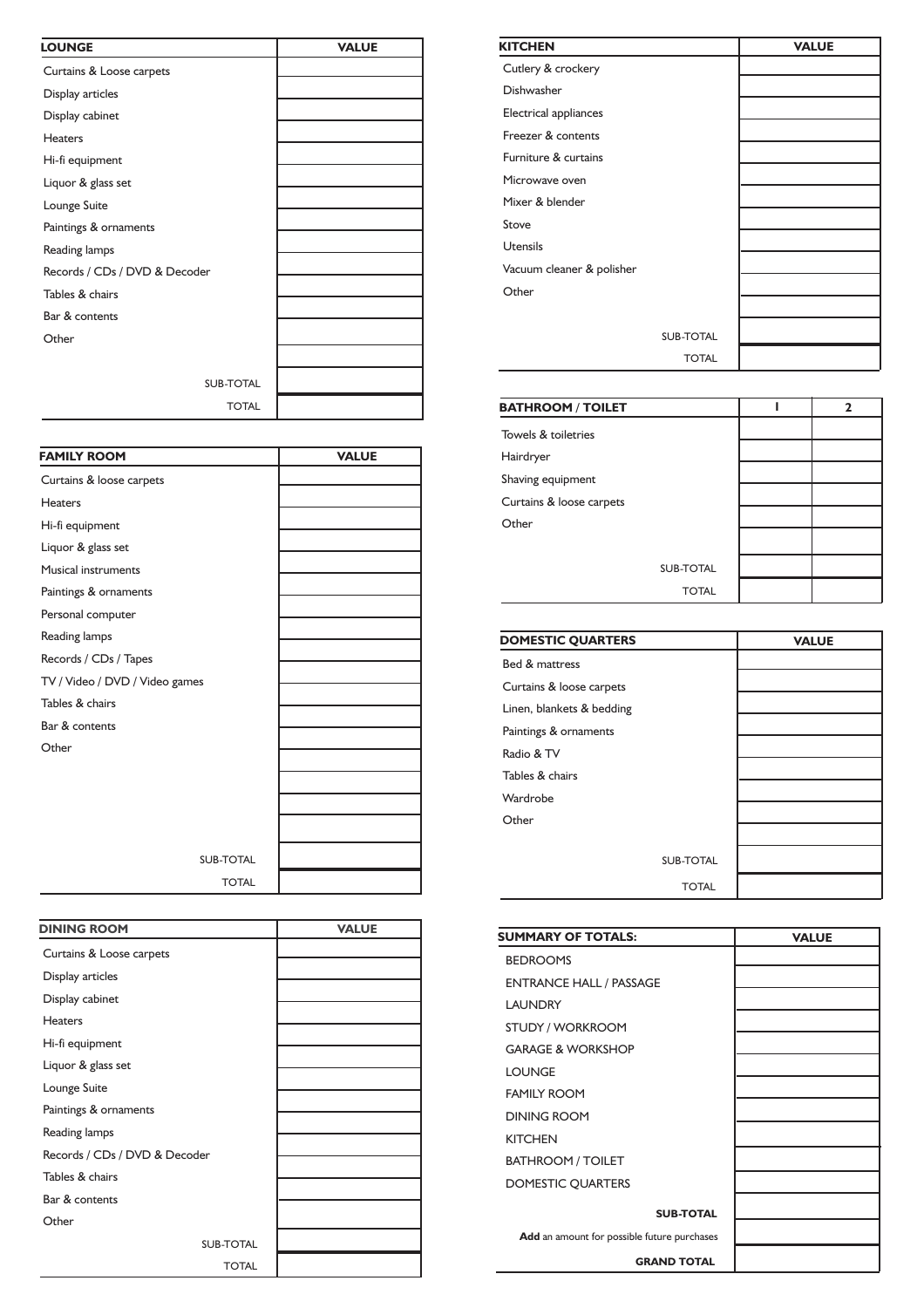| LOUNGE | VALUE |
|---|---|
| Curtains & Loose carpets | |
| Display articles | |
| Display cabinet | |
| Heaters | |
| Hi-fi equipment | |
| Liquor & glass set | |
| Lounge Suite | |
| Paintings & ornaments | |
| Reading lamps | |
| Records / CDs / DVD & Decoder | |
| Tables & chairs | |
| Bar & contents | |
| Other | |
| | |
| SUB-TOTAL | |
| TOTAL | |

| FAMILY ROOM | VALUE |
|---|---|
| Curtains & loose carpets | |
| Heaters | |
| Hi-fi equipment | |
| Liquor & glass set | |
| Musical instruments | |
| Paintings & ornaments | |
| Personal computer | |
| Reading lamps | |
| Records / CDs / Tapes | |
| TV / Video / DVD / Video games | |
| Tables & chairs | |
| Bar & contents | |
| Other | |
| | |
| | |
| | |
| SUB-TOTAL | |
| TOTAL | |

| DINING ROOM | VALUE |
|---|---|
| Curtains & Loose carpets | |
| Display articles | |
| Display cabinet | |
| Heaters | |
| Hi-fi equipment | |
| Liquor & glass set | |
| Lounge Suite | |
| Paintings & ornaments | |
| Reading lamps | |
| Records / CDs / DVD & Decoder | |
| Tables & chairs | |
| Bar & contents | |
| Other | |
| SUB-TOTAL | |
| TOTAL | |

| KITCHEN | VALUE |
|---|---|
| Cutlery & crockery | |
| Dishwasher | |
| Electrical appliances | |
| Freezer & contents | |
| Furniture & curtains | |
| Microwave oven | |
| Mixer & blender | |
| Stove | |
| Utensils | |
| Vacuum cleaner & polisher | |
| Other | |
| | |
| SUB-TOTAL | |
| TOTAL | |

| BATHROOM / TOILET | 1 | 2 |
|---|---|---|
| Towels & toiletries | | |
| Hairdryer | | |
| Shaving equipment | | |
| Curtains & loose carpets | | |
| Other | | |
| | | |
| SUB-TOTAL | | |
| TOTAL | | |

| DOMESTIC QUARTERS | VALUE |
|---|---|
| Bed & mattress | |
| Curtains & loose carpets | |
| Linen, blankets & bedding | |
| Paintings & ornaments | |
| Radio & TV | |
| Tables & chairs | |
| Wardrobe | |
| Other | |
| | |
| SUB-TOTAL | |
| TOTAL | |

| SUMMARY OF TOTALS: | VALUE |
|---|---|
| BEDROOMS | |
| ENTRANCE HALL / PASSAGE | |
| LAUNDRY | |
| STUDY / WORKROOM | |
| GARAGE & WORKSHOP | |
| LOUNGE | |
| FAMILY ROOM | |
| DINING ROOM | |
| KITCHEN | |
| BATHROOM / TOILET | |
| DOMESTIC QUARTERS | |
| **SUB-TOTAL** | |
| **Add** an amount for possible future purchases | |
| **GRAND TOTAL** | |